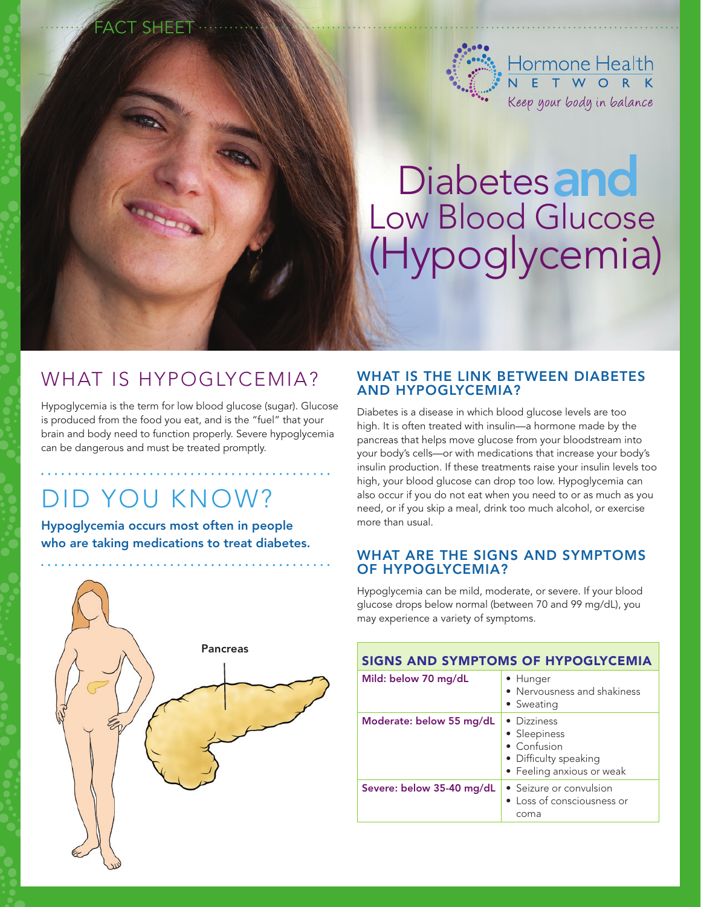FACT SHEET

Hormone Health NETWORK

*Keep your body in balance*

# Diabetes and Low Blood Glucose (Hypoglycemia)

## WHAT IS HYPOGLYCEMIA?

Hypoglycemia is the term for low blood glucose (sugar). Glucose is produced from the food you eat, and is the "fuel" that your brain and body need to function properly. Severe hypoglycemia can be dangerous and must be treated promptly.

## DID YOU KNOW?

**Hypoglycemia occurs most often in people who are taking medications to treat diabetes.**

Pancreas

### WHAT IS THE LINK BETWEEN DIABETES AND HYPOGLYCEMIA?

Diabetes is a disease in which blood glucose levels are too high. It is often treated with insulin—a hormone made by the pancreas that helps move glucose from your bloodstream into your body's cells—or with medications that increase your body's insulin production. If these treatments raise your insulin levels too high, your blood glucose can drop too low. Hypoglycemia can also occur if you do not eat when you need to or as much as you need, or if you skip a meal, drink too much alcohol, or exercise more than usual.

### WHAT ARE THE SIGNS AND SYMPTOMS OF HYPOGLYCEMIA?

Hypoglycemia can be mild, moderate, or severe. If your blood glucose drops below normal (between 70 and 99 mg/dL), you may experience a variety of symptoms.

| SIGNS AND SYMPTOMS OF HYPOGLYCEMIA | |
|---|---|
| Mild: below 70 mg/dL | • Hunger<br>• Nervousness and shakiness<br>• Sweating |
| Moderate: below 55 mg/dL | • Dizziness<br>• Sleepiness<br>• Confusion<br>• Difficulty speaking<br>• Feeling anxious or weak |
| Severe: below 35-40 mg/dL | • Seizure or convulsion<br>• Loss of consciousness or coma |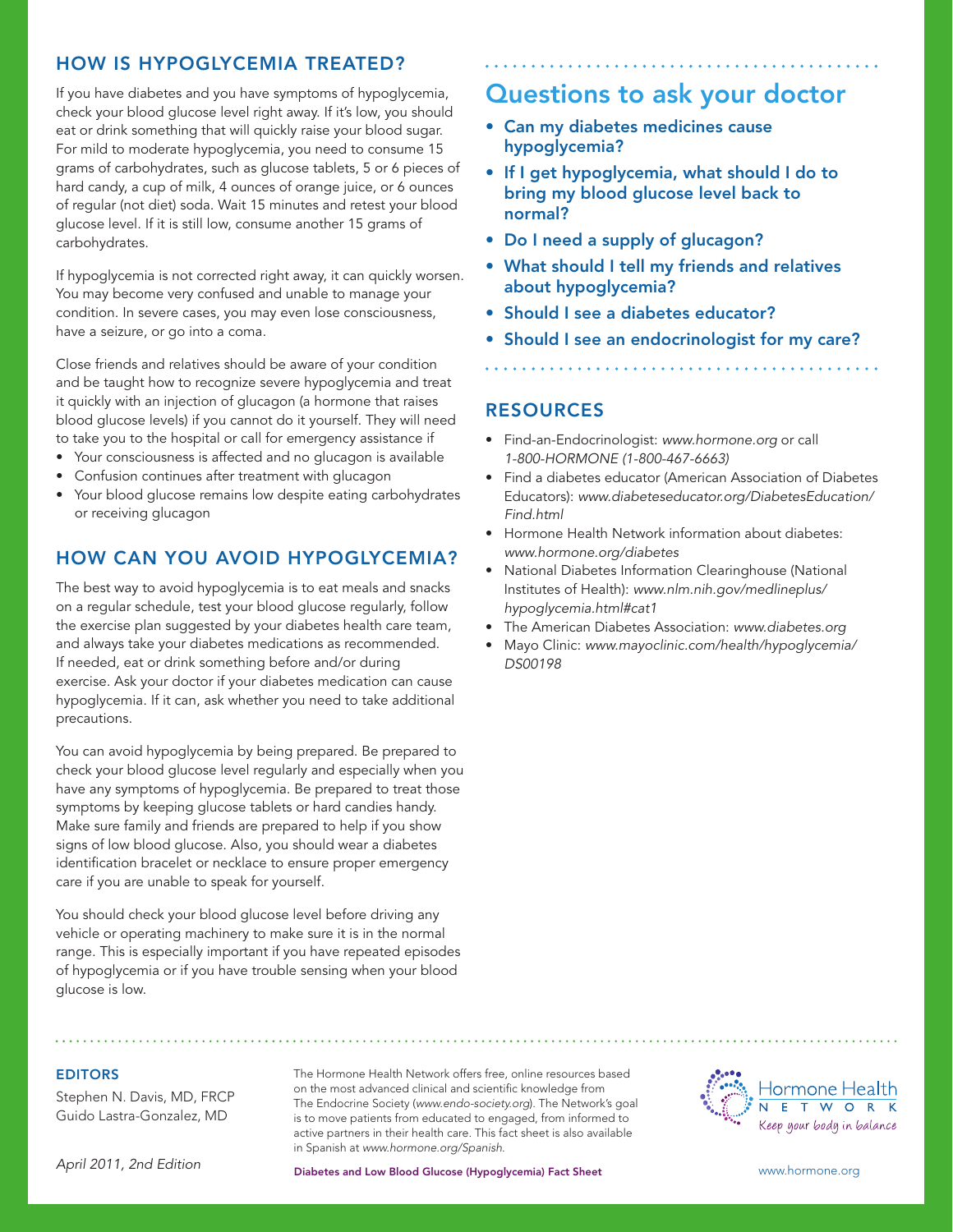## HOW IS HYPOGLYCEMIA TREATED?

If you have diabetes and you have symptoms of hypoglycemia, check your blood glucose level right away. If it's low, you should eat or drink something that will quickly raise your blood sugar. For mild to moderate hypoglycemia, you need to consume 15 grams of carbohydrates, such as glucose tablets, 5 or 6 pieces of hard candy, a cup of milk, 4 ounces of orange juice, or 6 ounces of regular (not diet) soda. Wait 15 minutes and retest your blood glucose level. If it is still low, consume another 15 grams of carbohydrates.

If hypoglycemia is not corrected right away, it can quickly worsen. You may become very confused and unable to manage your condition. In severe cases, you may even lose consciousness, have a seizure, or go into a coma.

Close friends and relatives should be aware of your condition and be taught how to recognize severe hypoglycemia and treat it quickly with an injection of glucagon (a hormone that raises blood glucose levels) if you cannot do it yourself. They will need to take you to the hospital or call for emergency assistance if

- Your consciousness is affected and no glucagon is available
- Confusion continues after treatment with glucagon
- Your blood glucose remains low despite eating carbohydrates or receiving glucagon

## HOW CAN YOU AVOID HYPOGLYCEMIA?

The best way to avoid hypoglycemia is to eat meals and snacks on a regular schedule, test your blood glucose regularly, follow the exercise plan suggested by your diabetes health care team, and always take your diabetes medications as recommended. If needed, eat or drink something before and/or during exercise. Ask your doctor if your diabetes medication can cause hypoglycemia. If it can, ask whether you need to take additional precautions.

You can avoid hypoglycemia by being prepared. Be prepared to check your blood glucose level regularly and especially when you have any symptoms of hypoglycemia. Be prepared to treat those symptoms by keeping glucose tablets or hard candies handy. Make sure family and friends are prepared to help if you show signs of low blood glucose. Also, you should wear a diabetes identification bracelet or necklace to ensure proper emergency care if you are unable to speak for yourself.

You should check your blood glucose level before driving any vehicle or operating machinery to make sure it is in the normal range. This is especially important if you have repeated episodes of hypoglycemia or if you have trouble sensing when your blood glucose is low.

## Questions to ask your doctor

- **Can my diabetes medicines cause hypoglycemia?**
- **If I get hypoglycemia, what should I do to bring my blood glucose level back to normal?**
- **Do I need a supply of glucagon?**
- **What should I tell my friends and relatives about hypoglycemia?**
- **Should I see a diabetes educator?**
- **Should I see an endocrinologist for my care?**

## RESOURCES

- Find-an-Endocrinologist: *www.hormone.org* or call *1-800-HORMONE (1-800-467-6663)*
- Find a diabetes educator (American Association of Diabetes Educators): *www.diabeteseducator.org/DiabetesEducation/Find.html*
- Hormone Health Network information about diabetes: *www.hormone.org/diabetes*
- National Diabetes Information Clearinghouse (National Institutes of Health): *www.nlm.nih.gov/medlineplus/hypoglycemia.html#cat1*
- The American Diabetes Association: *www.diabetes.org*
- Mayo Clinic: *www.mayoclinic.com/health/hypoglycemia/DS00198*

### EDITORS

Stephen N. Davis, MD, FRCP
Guido Lastra-Gonzalez, MD

*April 2011, 2nd Edition*

The Hormone Health Network offers free, online resources based on the most advanced clinical and scientific knowledge from The Endocrine Society (*www.endo-society.org*). The Network's goal is to move patients from educated to engaged, from informed to active partners in their health care. This fact sheet is also available in Spanish at *www.hormone.org/Spanish.*

Hormone Health Network — Keep your body in balance

Diabetes and Low Blood Glucose (Hypoglycemia) Fact Sheet

www.hormone.org